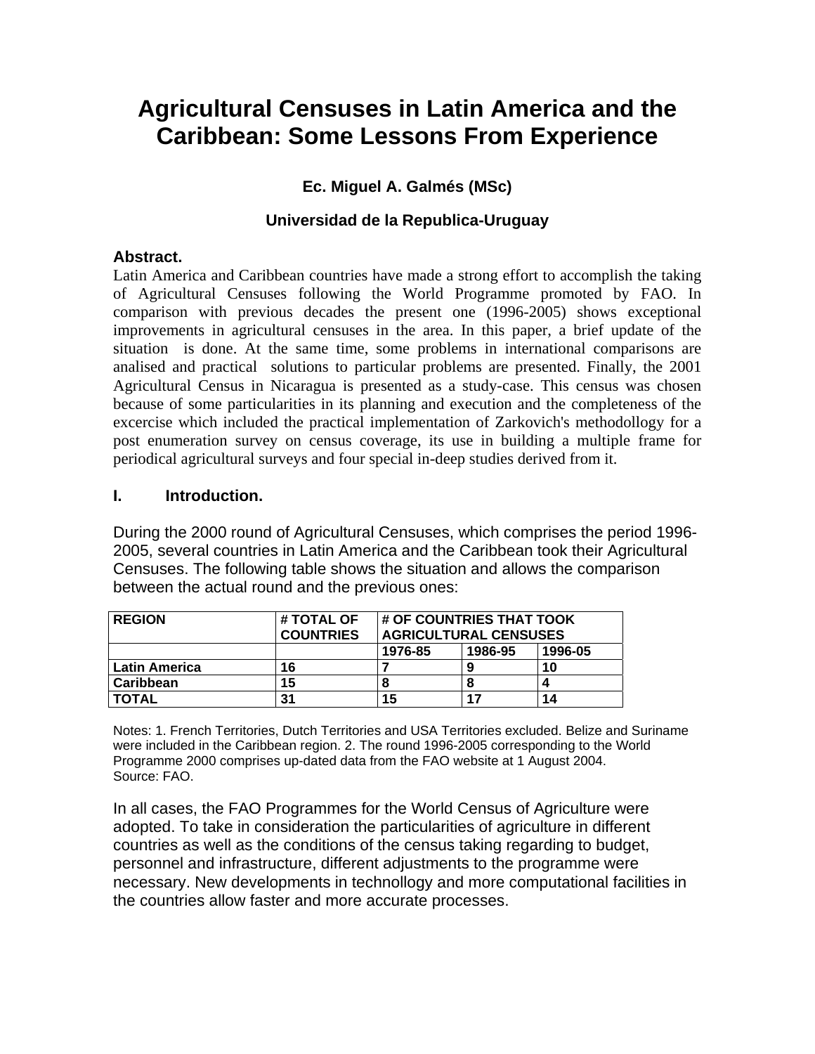# Agricultural Censuses in Latin America and the Caribbean: Some Lessons From Experience

**Ec. Miguel A. Galmés (MSc)**

**Universidad de la Republica-Uruguay**

**Abstract.**

Latin America and Caribbean countries have made a strong effort to accomplish the taking of Agricultural Censuses following the World Programme promoted by FAO. In comparison with previous decades the present one (1996-2005) shows exceptional improvements in agricultural censuses in the area. In this paper, a brief update of the situation is done. At the same time, some problems in international comparisons are analised and practical solutions to particular problems are presented. Finally, the 2001 Agricultural Census in Nicaragua is presented as a study-case. This census was chosen because of some particularities in its planning and execution and the completeness of the excercise which included the practical implementation of Zarkovich's methodollogy for a post enumeration survey on census coverage, its use in building a multiple frame for periodical agricultural surveys and four special in-deep studies derived from it.

## I. Introduction.

During the 2000 round of Agricultural Censuses, which comprises the period 1996-2005, several countries in Latin America and the Caribbean took their Agricultural Censuses. The following table shows the situation and allows the comparison between the actual round and the previous ones:

| REGION | # TOTAL OF COUNTRIES | # OF COUNTRIES THAT TOOK AGRICULTURAL CENSUSES | | |
|---|---|---|---|---|
| | | 1976-85 | 1986-95 | 1996-05 |
| **Latin America** | 16 | 7 | 9 | 10 |
| **Caribbean** | 15 | 8 | 8 | 4 |
| **TOTAL** | 31 | 15 | 17 | 14 |

Notes: 1. French Territories, Dutch Territories and USA Territories excluded. Belize and Suriname were included in the Caribbean region. 2. The round 1996-2005 corresponding to the World Programme 2000 comprises up-dated data from the FAO website at 1 August 2004.
Source: FAO.

In all cases, the FAO Programmes for the World Census of Agriculture were adopted. To take in consideration the particularities of agriculture in different countries as well as the conditions of the census taking regarding to budget, personnel and infrastructure, different adjustments to the programme were necessary. New developments in technollogy and more computational facilities in the countries allow faster and more accurate processes.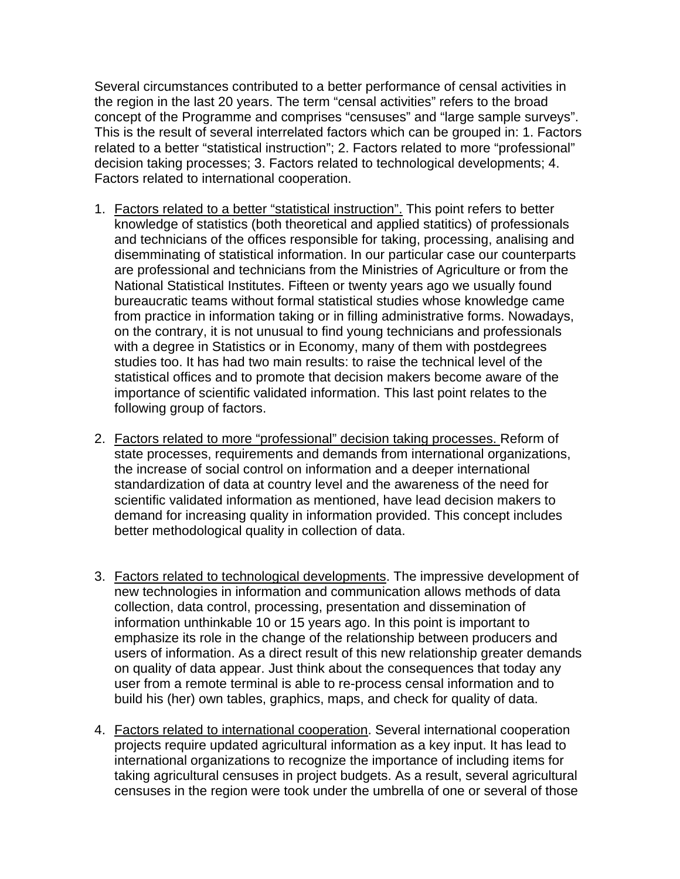Several circumstances contributed to a better performance of censal activities in the region in the last 20 years. The term "censal activities" refers to the broad concept of the Programme and comprises "censuses" and "large sample surveys". This is the result of several interrelated factors which can be grouped in: 1. Factors related to a better "statistical instruction"; 2. Factors related to more "professional" decision taking processes; 3. Factors related to technological developments; 4. Factors related to international cooperation.

1. <u>Factors related to a better "statistical instruction".</u> This point refers to better knowledge of statistics (both theoretical and applied statitics) of professionals and technicians of the offices responsible for taking, processing, analising and disemminating of statistical information. In our particular case our counterparts are professional and technicians from the Ministries of Agriculture or from the National Statistical Institutes. Fifteen or twenty years ago we usually found bureaucratic teams without formal statistical studies whose knowledge came from practice in information taking or in filling administrative forms. Nowadays, on the contrary, it is not unusual to find young technicians and professionals with a degree in Statistics or in Economy, many of them with postdegrees studies too. It has had two main results: to raise the technical level of the statistical offices and to promote that decision makers become aware of the importance of scientific validated information. This last point relates to the following group of factors.

2. <u>Factors related to more "professional" decision taking processes.</u> Reform of state processes, requirements and demands from international organizations, the increase of social control on information and a deeper international standardization of data at country level and the awareness of the need for scientific validated information as mentioned, have lead decision makers to demand for increasing quality in information provided. This concept includes better methodological quality in collection of data.

3. <u>Factors related to technological developments</u>. The impressive development of new technologies in information and communication allows methods of data collection, data control, processing, presentation and dissemination of information unthinkable 10 or 15 years ago. In this point is important to emphasize its role in the change of the relationship between producers and users of information. As a direct result of this new relationship greater demands on quality of data appear. Just think about the consequences that today any user from a remote terminal is able to re-process censal information and to build his (her) own tables, graphics, maps, and check for quality of data.

4. <u>Factors related to international cooperation</u>. Several international cooperation projects require updated agricultural information as a key input. It has lead to international organizations to recognize the importance of including items for taking agricultural censuses in project budgets. As a result, several agricultural censuses in the region were took under the umbrella of one or several of those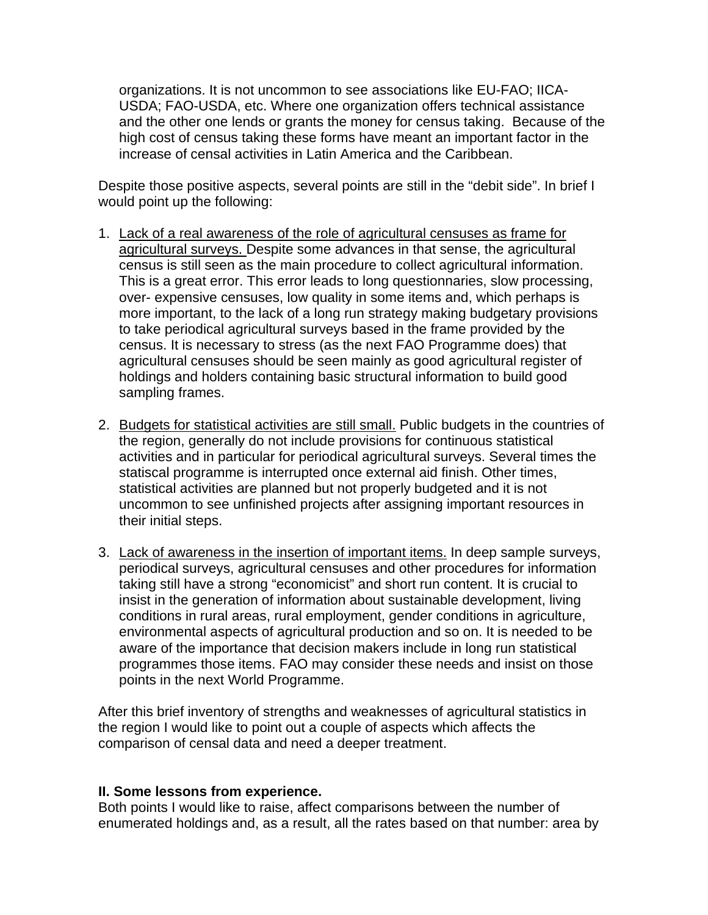organizations. It is not uncommon to see associations like EU-FAO; IICA-USDA; FAO-USDA, etc. Where one organization offers technical assistance and the other one lends or grants the money for census taking. Because of the high cost of census taking these forms have meant an important factor in the increase of censal activities in Latin America and the Caribbean.

Despite those positive aspects, several points are still in the "debit side". In brief I would point up the following:

1. Lack of a real awareness of the role of agricultural censuses as frame for agricultural surveys. Despite some advances in that sense, the agricultural census is still seen as the main procedure to collect agricultural information. This is a great error. This error leads to long questionnaries, slow processing, over- expensive censuses, low quality in some items and, which perhaps is more important, to the lack of a long run strategy making budgetary provisions to take periodical agricultural surveys based in the frame provided by the census. It is necessary to stress (as the next FAO Programme does) that agricultural censuses should be seen mainly as good agricultural register of holdings and holders containing basic structural information to build good sampling frames.

2. Budgets for statistical activities are still small. Public budgets in the countries of the region, generally do not include provisions for continuous statistical activities and in particular for periodical agricultural surveys. Several times the statiscal programme is interrupted once external aid finish. Other times, statistical activities are planned but not properly budgeted and it is not uncommon to see unfinished projects after assigning important resources in their initial steps.

3. Lack of awareness in the insertion of important items. In deep sample surveys, periodical surveys, agricultural censuses and other procedures for information taking still have a strong "economicist" and short run content. It is crucial to insist in the generation of information about sustainable development, living conditions in rural areas, rural employment, gender conditions in agriculture, environmental aspects of agricultural production and so on. It is needed to be aware of the importance that decision makers include in long run statistical programmes those items. FAO may consider these needs and insist on those points in the next World Programme.

After this brief inventory of strengths and weaknesses of agricultural statistics in the region I would like to point out a couple of aspects which affects the comparison of censal data and need a deeper treatment.

## II. Some lessons from experience.

Both points I would like to raise, affect comparisons between the number of enumerated holdings and, as a result, all the rates based on that number: area by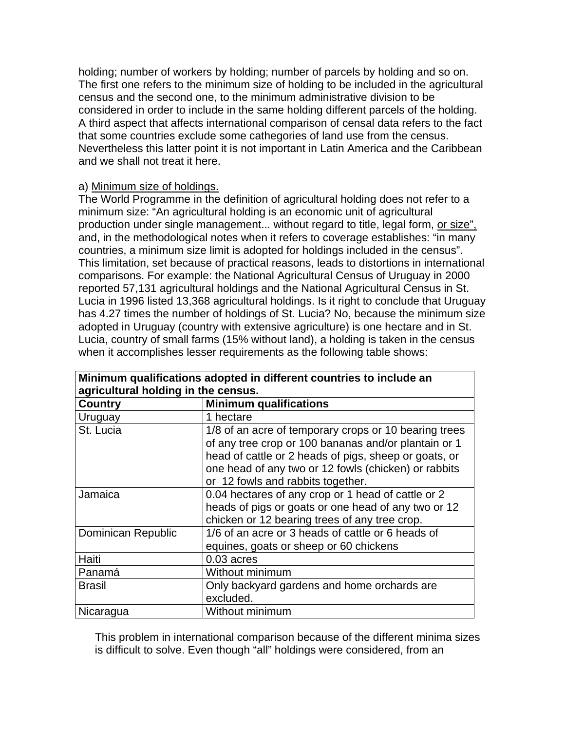holding; number of workers by holding; number of parcels by holding and so on. The first one refers to the minimum size of holding to be included in the agricultural census and the second one, to the minimum administrative division to be considered in order to include in the same holding different parcels of the holding. A third aspect that affects international comparison of censal data refers to the fact that some countries exclude some cathegories of land use from the census. Nevertheless this latter point it is not important in Latin America and the Caribbean and we shall not treat it here.

a) Minimum size of holdings.

The World Programme in the definition of agricultural holding does not refer to a minimum size: "An agricultural holding is an economic unit of agricultural production under single management... without regard to title, legal form, or size", and, in the methodological notes when it refers to coverage establishes: "in many countries, a minimum size limit is adopted for holdings included in the census". This limitation, set because of practical reasons, leads to distortions in international comparisons. For example: the National Agricultural Census of Uruguay in 2000 reported 57,131 agricultural holdings and the National Agricultural Census in St. Lucia in 1996 listed 13,368 agricultural holdings. Is it right to conclude that Uruguay has 4.27 times the number of holdings of St. Lucia? No, because the minimum size adopted in Uruguay (country with extensive agriculture) is one hectare and in St. Lucia, country of small farms (15% without land), a holding is taken in the census when it accomplishes lesser requirements as the following table shows:

**Minimum qualifications adopted in different countries to include an agricultural holding in the census.**

| **Country** | **Minimum qualifications** |
|---|---|
| Uruguay | 1 hectare |
| St. Lucia | 1/8 of an acre of temporary crops or 10 bearing trees of any tree crop or 100 bananas and/or plantain or 1 head of cattle or 2 heads of pigs, sheep or goats, or one head of any two or 12 fowls (chicken) or rabbits or 12 fowls and rabbits together. |
| Jamaica | 0.04 hectares of any crop or 1 head of cattle or 2 heads of pigs or goats or one head of any two or 12 chicken or 12 bearing trees of any tree crop. |
| Dominican Republic | 1/6 of an acre or 3 heads of cattle or 6 heads of equines, goats or sheep or 60 chickens |
| Haiti | 0.03 acres |
| Panamá | Without minimum |
| Brasil | Only backyard gardens and home orchards are excluded. |
| Nicaragua | Without minimum |

This problem in international comparison because of the different minima sizes is difficult to solve. Even though "all" holdings were considered, from an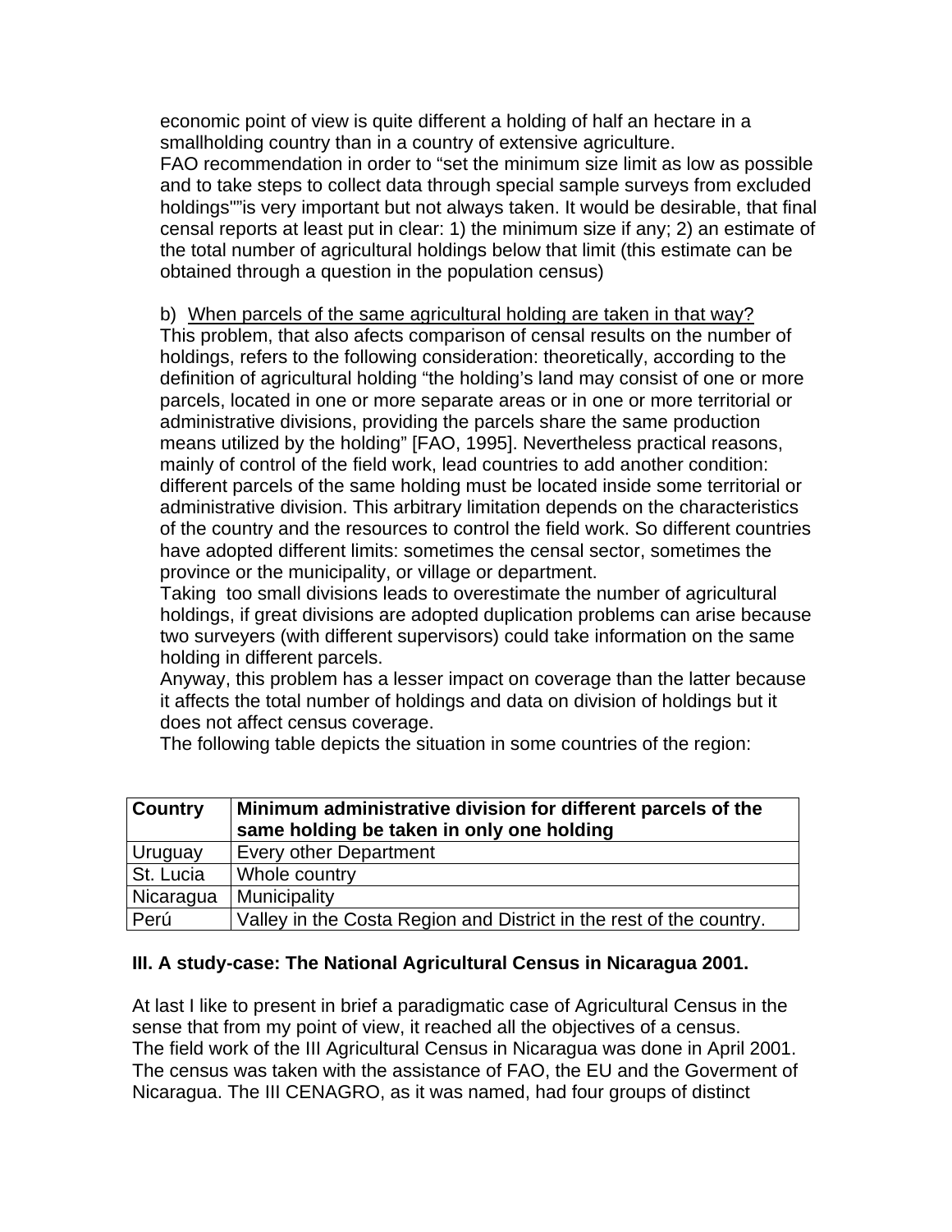economic point of view is quite different a holding of half an hectare in a smallholding country than in a country of extensive agriculture.
FAO recommendation in order to "set the minimum size limit as low as possible and to take steps to collect data through special sample surveys from excluded holdings""is very important but not always taken. It would be desirable, that final censal reports at least put in clear: 1) the minimum size if any; 2) an estimate of the total number of agricultural holdings below that limit (this estimate can be obtained through a question in the population census)

b) <u>When parcels of the same agricultural holding are taken in that way?</u>
This problem, that also afects comparison of censal results on the number of holdings, refers to the following consideration: theoretically, according to the definition of agricultural holding "the holding's land may consist of one or more parcels, located in one or more separate areas or in one or more territorial or administrative divisions, providing the parcels share the same production means utilized by the holding" [FAO, 1995]. Nevertheless practical reasons, mainly of control of the field work, lead countries to add another condition: different parcels of the same holding must be located inside some territorial or administrative division. This arbitrary limitation depends on the characteristics of the country and the resources to control the field work. So different countries have adopted different limits: sometimes the censal sector, sometimes the province or the municipality, or village or department.
Taking too small divisions leads to overestimate the number of agricultural holdings, if great divisions are adopted duplication problems can arise because two surveyers (with different supervisors) could take information on the same holding in different parcels.
Anyway, this problem has a lesser impact on coverage than the latter because it affects the total number of holdings and data on division of holdings but it does not affect census coverage.
The following table depicts the situation in some countries of the region:

| **Country** | **Minimum administrative division for different parcels of the same holding be taken in only one holding** |
|---|---|
| Uruguay | Every other Department |
| St. Lucia | Whole country |
| Nicaragua | Municipality |
| Perú | Valley in the Costa Region and District in the rest of the country. |

## III. A study-case: The National Agricultural Census in Nicaragua 2001.

At last I like to present in brief a paradigmatic case of Agricultural Census in the sense that from my point of view, it reached all the objectives of a census.
The field work of the III Agricultural Census in Nicaragua was done in April 2001. The census was taken with the assistance of FAO, the EU and the Goverment of Nicaragua. The III CENAGRO, as it was named, had four groups of distinct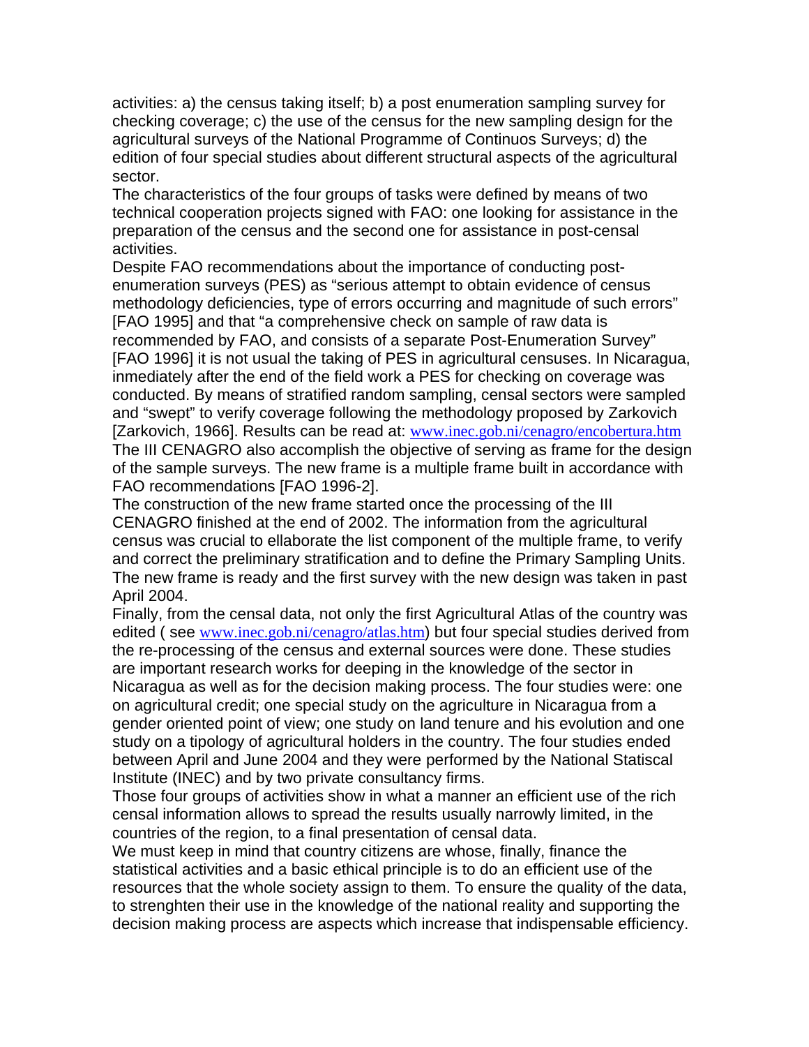activities: a) the census taking itself; b) a post enumeration sampling survey for checking coverage; c) the use of the census for the new sampling design for the agricultural surveys of the National Programme of Continuos Surveys; d) the edition of four special studies about different structural aspects of the agricultural sector.

The characteristics of the four groups of tasks were defined by means of two technical cooperation projects signed with FAO: one looking for assistance in the preparation of the census and the second one for assistance in post-censal activities.

Despite FAO recommendations about the importance of conducting post-enumeration surveys (PES) as "serious attempt to obtain evidence of census methodology deficiencies, type of errors occurring and magnitude of such errors" [FAO 1995] and that "a comprehensive check on sample of raw data is recommended by FAO, and consists of a separate Post-Enumeration Survey" [FAO 1996] it is not usual the taking of PES in agricultural censuses. In Nicaragua, inmediately after the end of the field work a PES for checking on coverage was conducted. By means of stratified random sampling, censal sectors were sampled and "swept" to verify coverage following the methodology proposed by Zarkovich [Zarkovich, 1966]. Results can be read at: www.inec.gob.ni/cenagro/encobertura.htm

The III CENAGRO also accomplish the objective of serving as frame for the design of the sample surveys. The new frame is a multiple frame built in accordance with FAO recommendations [FAO 1996-2].

The construction of the new frame started once the processing of the III CENAGRO finished at the end of 2002. The information from the agricultural census was crucial to ellaborate the list component of the multiple frame, to verify and correct the preliminary stratification and to define the Primary Sampling Units. The new frame is ready and the first survey with the new design was taken in past April 2004.

Finally, from the censal data, not only the first Agricultural Atlas of the country was edited ( see www.inec.gob.ni/cenagro/atlas.htm) but four special studies derived from the re-processing of the census and external sources were done. These studies are important research works for deeping in the knowledge of the sector in Nicaragua as well as for the decision making process. The four studies were: one on agricultural credit; one special study on the agriculture in Nicaragua from a gender oriented point of view; one study on land tenure and his evolution and one study on a tipology of agricultural holders in the country. The four studies ended between April and June 2004 and they were performed by the National Statiscal Institute (INEC) and by two private consultancy firms.

Those four groups of activities show in what a manner an efficient use of the rich censal information allows to spread the results usually narrowly limited, in the countries of the region, to a final presentation of censal data.

We must keep in mind that country citizens are whose, finally, finance the statistical activities and a basic ethical principle is to do an efficient use of the resources that the whole society assign to them. To ensure the quality of the data, to strenghten their use in the knowledge of the national reality and supporting the decision making process are aspects which increase that indispensable efficiency.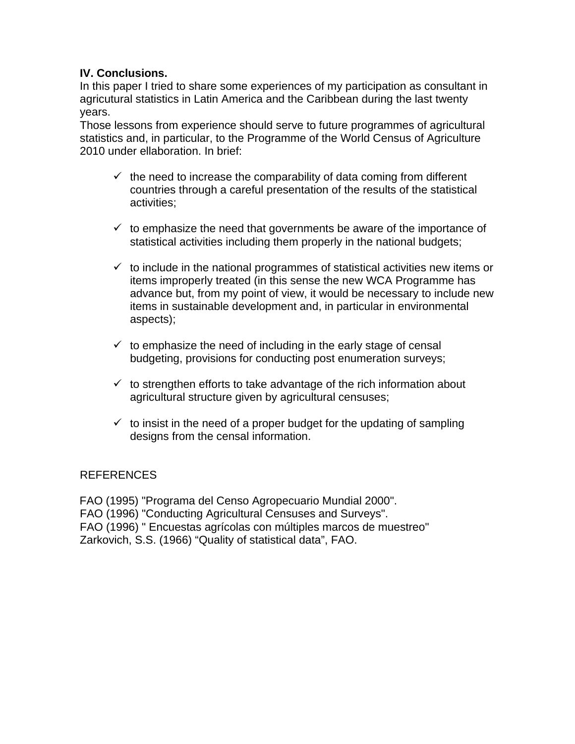**IV. Conclusions.**

In this paper I tried to share some experiences of my participation as consultant in agricutural statistics in Latin America and the Caribbean during the last twenty years.

Those lessons from experience should serve to future programmes of agricultural statistics and, in particular, to the Programme of the World Census of Agriculture 2010 under ellaboration. In brief:

- ✓ the need to increase the comparability of data coming from different countries through a careful presentation of the results of the statistical activities;
- ✓ to emphasize the need that governments be aware of the importance of statistical activities including them properly in the national budgets;
- ✓ to include in the national programmes of statistical activities new items or items improperly treated (in this sense the new WCA Programme has advance but, from my point of view, it would be necessary to include new items in sustainable development and, in particular in environmental aspects);
- ✓ to emphasize the need of including in the early stage of censal budgeting, provisions for conducting post enumeration surveys;
- ✓ to strengthen efforts to take advantage of the rich information about agricultural structure given by agricultural censuses;
- ✓ to insist in the need of a proper budget for the updating of sampling designs from the censal information.

REFERENCES

FAO (1995) "Programa del Censo Agropecuario Mundial 2000".
FAO (1996) "Conducting Agricultural Censuses and Surveys".
FAO (1996) " Encuestas agrícolas con múltiples marcos de muestreo"
Zarkovich, S.S. (1966) "Quality of statistical data", FAO.